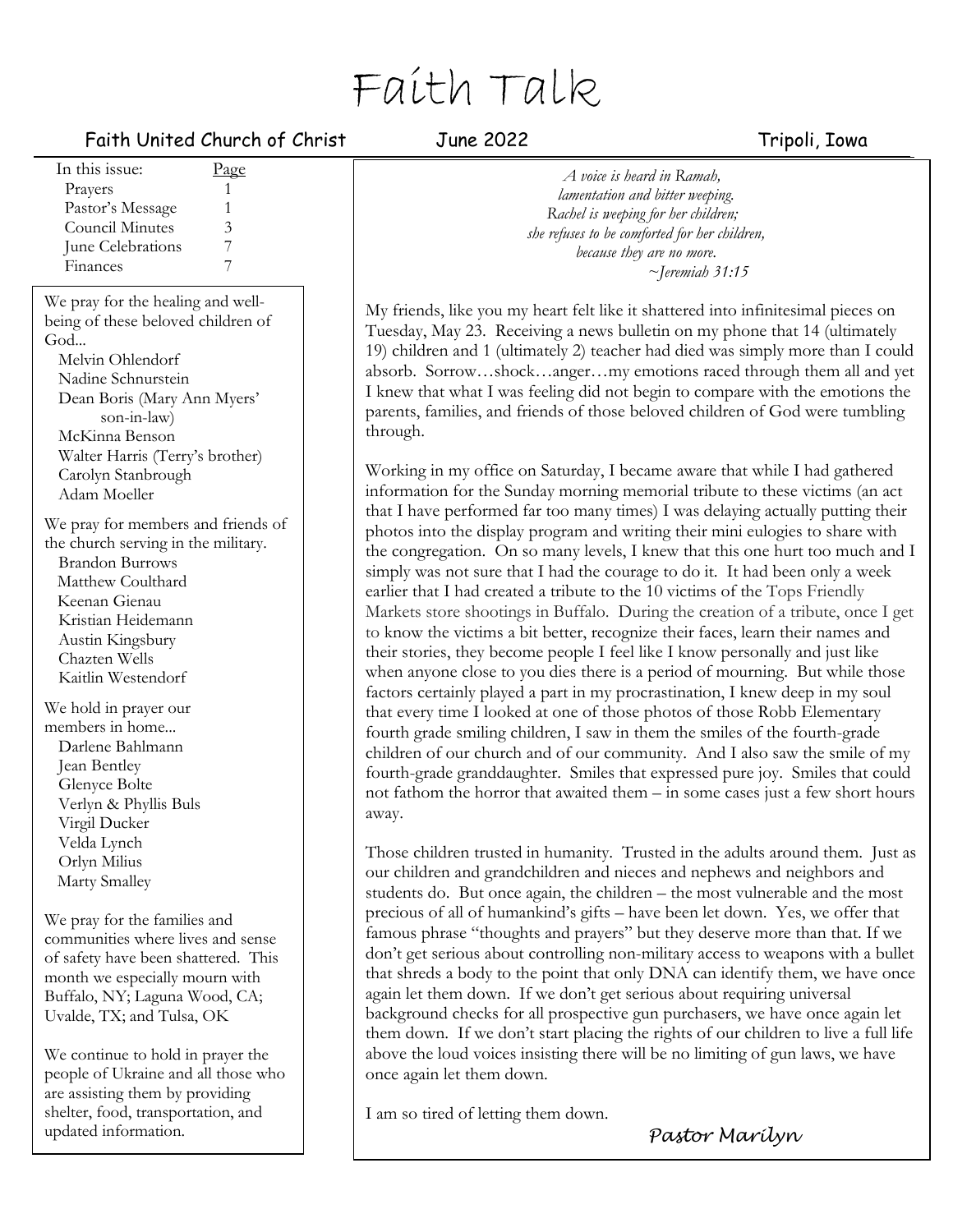# Faith Talk

Faith United Church of Christ — June 2022 — Tripoli, Iowa

| In this issue: | Page |
| --- | --- |
| Prayers | 1 |
| Pastor's Message | 1 |
| Council Minutes | 3 |
| June Celebrations | 7 |
| Finances | 7 |

We pray for the healing and well-being of these beloved children of God...

- Melvin Ohlendorf
- Nadine Schnurstein
- Dean Boris (Mary Ann Myers' son-in-law)
- McKinna Benson
- Walter Harris (Terry's brother)
- Carolyn Stanbrough
- Adam Moeller

We pray for members and friends of the church serving in the military.

- Brandon Burrows
- Matthew Coulthard
- Keenan Gienau
- Kristian Heidemann
- Austin Kingsbury
- Chazten Wells
- Kaitlin Westendorf

We hold in prayer our members in home...

- Darlene Bahlmann
- Jean Bentley
- Glenyce Bolte
- Verlyn & Phyllis Buls
- Virgil Ducker
- Velda Lynch
- Orlyn Milius
- Marty Smalley

We pray for the families and communities where lives and sense of safety have been shattered. This month we especially mourn with Buffalo, NY; Laguna Wood, CA; Uvalde, TX; and Tulsa, OK

We continue to hold in prayer the people of Ukraine and all those who are assisting them by providing shelter, food, transportation, and updated information.

*A voice is heard in Ramah,*
*lamentation and bitter weeping.*
*Rachel is weeping for her children;*
*she refuses to be comforted for her children,*
*because they are no more.*
*~Jeremiah 31:15*

My friends, like you my heart felt like it shattered into infinitesimal pieces on Tuesday, May 23. Receiving a news bulletin on my phone that 14 (ultimately 19) children and 1 (ultimately 2) teacher had died was simply more than I could absorb. Sorrow…shock…anger…my emotions raced through them all and yet I knew that what I was feeling did not begin to compare with the emotions the parents, families, and friends of those beloved children of God were tumbling through.

Working in my office on Saturday, I became aware that while I had gathered information for the Sunday morning memorial tribute to these victims (an act that I have performed far too many times) I was delaying actually putting their photos into the display program and writing their mini eulogies to share with the congregation. On so many levels, I knew that this one hurt too much and I simply was not sure that I had the courage to do it. It had been only a week earlier that I had created a tribute to the 10 victims of the Tops Friendly Markets store shootings in Buffalo. During the creation of a tribute, once I get to know the victims a bit better, recognize their faces, learn their names and their stories, they become people I feel like I know personally and just like when anyone close to you dies there is a period of mourning. But while those factors certainly played a part in my procrastination, I knew deep in my soul that every time I looked at one of those photos of those Robb Elementary fourth grade smiling children, I saw in them the smiles of the fourth-grade children of our church and of our community. And I also saw the smile of my fourth-grade granddaughter. Smiles that expressed pure joy. Smiles that could not fathom the horror that awaited them – in some cases just a few short hours away.

Those children trusted in humanity. Trusted in the adults around them. Just as our children and grandchildren and nieces and nephews and neighbors and students do. But once again, the children – the most vulnerable and the most precious of all of humankind's gifts – have been let down. Yes, we offer that famous phrase "thoughts and prayers" but they deserve more than that. If we don't get serious about controlling non-military access to weapons with a bullet that shreds a body to the point that only DNA can identify them, we have once again let them down. If we don't get serious about requiring universal background checks for all prospective gun purchasers, we have once again let them down. If we don't start placing the rights of our children to live a full life above the loud voices insisting there will be no limiting of gun laws, we have once again let them down.

I am so tired of letting them down.

*Pastor Marilyn*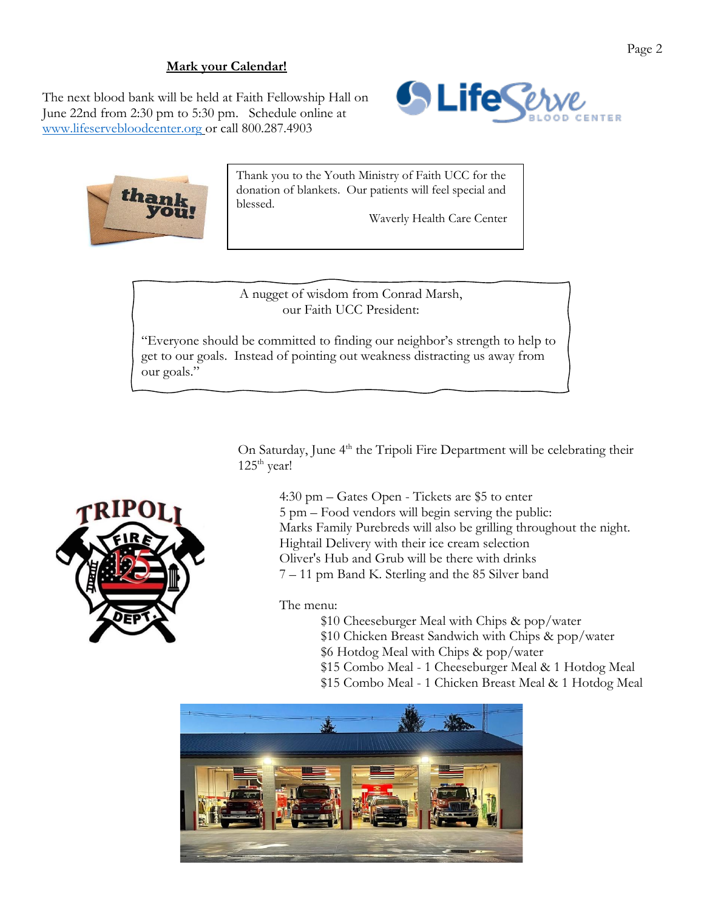## Mark your Calendar!

The next blood bank will be held at Faith Fellowship Hall on June 22nd from 2:30 pm to 5:30 pm. Schedule online at www.lifeservebloodcenter.org or call 800.287.4903

Thank you to the Youth Ministry of Faith UCC for the donation of blankets. Our patients will feel special and blessed.

Waverly Health Care Center

A nugget of wisdom from Conrad Marsh,
our Faith UCC President:

"Everyone should be committed to finding our neighbor's strength to help to get to our goals. Instead of pointing out weakness distracting us away from our goals."

On Saturday, June 4th the Tripoli Fire Department will be celebrating their 125th year!

4:30 pm – Gates Open - Tickets are $5 to enter
5 pm – Food vendors will begin serving the public:
Marks Family Purebreds will also be grilling throughout the night.
Hightail Delivery with their ice cream selection
Oliver's Hub and Grub will be there with drinks
7 – 11 pm Band K. Sterling and the 85 Silver band

The menu:

- $10 Cheeseburger Meal with Chips & pop/water
- $10 Chicken Breast Sandwich with Chips & pop/water
- $6 Hotdog Meal with Chips & pop/water
- $15 Combo Meal - 1 Cheeseburger Meal & 1 Hotdog Meal
- $15 Combo Meal - 1 Chicken Breast Meal & 1 Hotdog Meal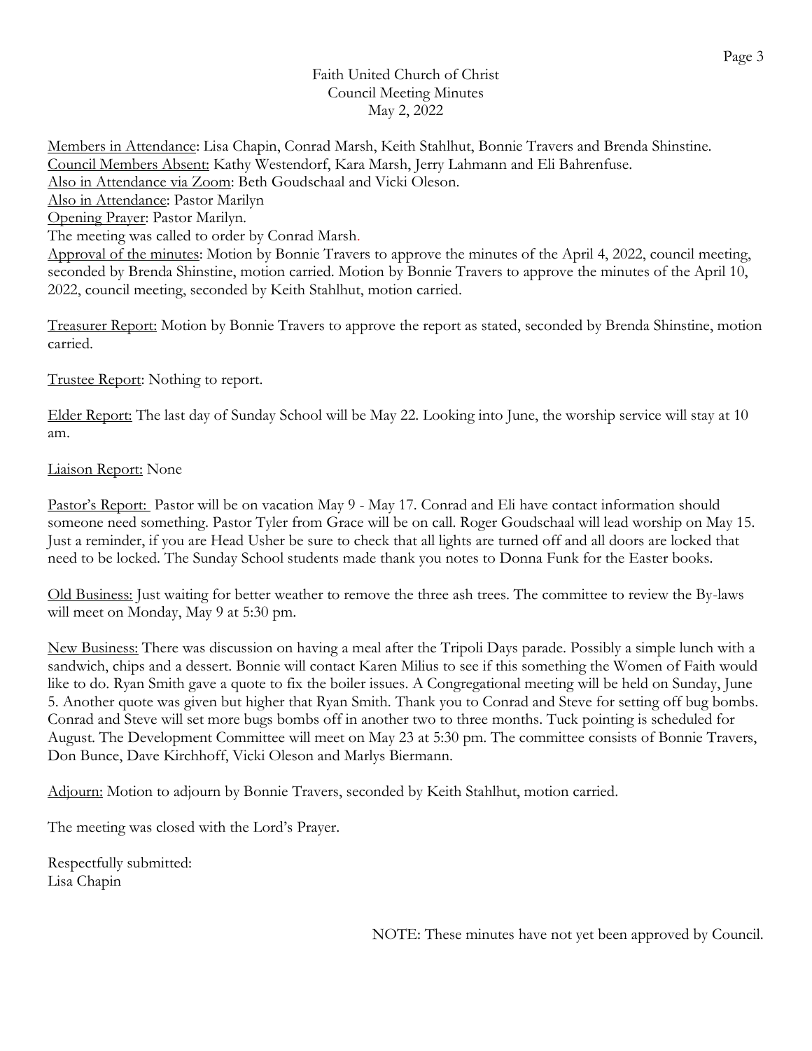Faith United Church of Christ
Council Meeting Minutes
May 2, 2022

Members in Attendance: Lisa Chapin, Conrad Marsh, Keith Stahlhut, Bonnie Travers and Brenda Shinstine.
Council Members Absent: Kathy Westendorf, Kara Marsh, Jerry Lahmann and Eli Bahrenfuse.
Also in Attendance via Zoom: Beth Goudschaal and Vicki Oleson.
Also in Attendance: Pastor Marilyn
Opening Prayer: Pastor Marilyn.
The meeting was called to order by Conrad Marsh.
Approval of the minutes: Motion by Bonnie Travers to approve the minutes of the April 4, 2022, council meeting, seconded by Brenda Shinstine, motion carried. Motion by Bonnie Travers to approve the minutes of the April 10, 2022, council meeting, seconded by Keith Stahlhut, motion carried.

Treasurer Report: Motion by Bonnie Travers to approve the report as stated, seconded by Brenda Shinstine, motion carried.

Trustee Report: Nothing to report.

Elder Report: The last day of Sunday School will be May 22. Looking into June, the worship service will stay at 10 am.

Liaison Report: None

Pastor's Report: Pastor will be on vacation May 9 - May 17. Conrad and Eli have contact information should someone need something. Pastor Tyler from Grace will be on call. Roger Goudschaal will lead worship on May 15. Just a reminder, if you are Head Usher be sure to check that all lights are turned off and all doors are locked that need to be locked. The Sunday School students made thank you notes to Donna Funk for the Easter books.

Old Business: Just waiting for better weather to remove the three ash trees. The committee to review the By-laws will meet on Monday, May 9 at 5:30 pm.

New Business: There was discussion on having a meal after the Tripoli Days parade. Possibly a simple lunch with a sandwich, chips and a dessert. Bonnie will contact Karen Milius to see if this something the Women of Faith would like to do. Ryan Smith gave a quote to fix the boiler issues. A Congregational meeting will be held on Sunday, June 5. Another quote was given but higher that Ryan Smith. Thank you to Conrad and Steve for setting off bug bombs. Conrad and Steve will set more bugs bombs off in another two to three months. Tuck pointing is scheduled for August. The Development Committee will meet on May 23 at 5:30 pm. The committee consists of Bonnie Travers, Don Bunce, Dave Kirchhoff, Vicki Oleson and Marlys Biermann.

Adjourn: Motion to adjourn by Bonnie Travers, seconded by Keith Stahlhut, motion carried.

The meeting was closed with the Lord's Prayer.

Respectfully submitted:
Lisa Chapin

NOTE: These minutes have not yet been approved by Council.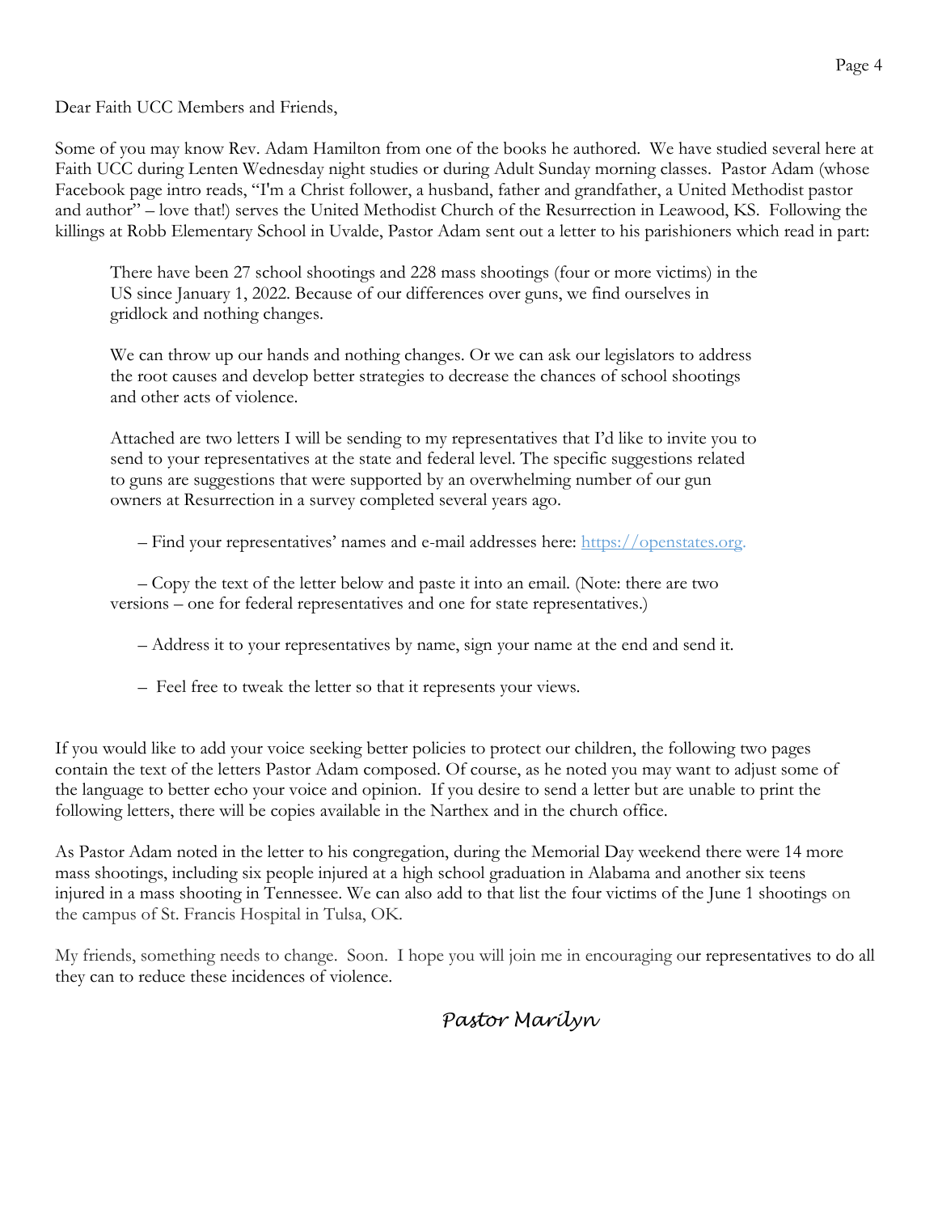Dear Faith UCC Members and Friends,

Some of you may know Rev. Adam Hamilton from one of the books he authored. We have studied several here at Faith UCC during Lenten Wednesday night studies or during Adult Sunday morning classes. Pastor Adam (whose Facebook page intro reads, "I'm a Christ follower, a husband, father and grandfather, a United Methodist pastor and author" – love that!) serves the United Methodist Church of the Resurrection in Leawood, KS. Following the killings at Robb Elementary School in Uvalde, Pastor Adam sent out a letter to his parishioners which read in part:

> There have been 27 school shootings and 228 mass shootings (four or more victims) in the US since January 1, 2022. Because of our differences over guns, we find ourselves in gridlock and nothing changes.
>
> We can throw up our hands and nothing changes. Or we can ask our legislators to address the root causes and develop better strategies to decrease the chances of school shootings and other acts of violence.
>
> Attached are two letters I will be sending to my representatives that I'd like to invite you to send to your representatives at the state and federal level. The specific suggestions related to guns are suggestions that were supported by an overwhelming number of our gun owners at Resurrection in a survey completed several years ago.
>
> – Find your representatives' names and e-mail addresses here: [https://openstates.org.](https://openstates.org)
>
> – Copy the text of the letter below and paste it into an email. (Note: there are two versions – one for federal representatives and one for state representatives.)
>
> – Address it to your representatives by name, sign your name at the end and send it.
>
> – Feel free to tweak the letter so that it represents your views.

If you would like to add your voice seeking better policies to protect our children, the following two pages contain the text of the letters Pastor Adam composed. Of course, as he noted you may want to adjust some of the language to better echo your voice and opinion. If you desire to send a letter but are unable to print the following letters, there will be copies available in the Narthex and in the church office.

As Pastor Adam noted in the letter to his congregation, during the Memorial Day weekend there were 14 more mass shootings, including six people injured at a high school graduation in Alabama and another six teens injured in a mass shooting in Tennessee. We can also add to that list the four victims of the June 1 shootings on the campus of St. Francis Hospital in Tulsa, OK.

My friends, something needs to change. Soon. I hope you will join me in encouraging our representatives to do all they can to reduce these incidences of violence.

*Pastor Marilyn*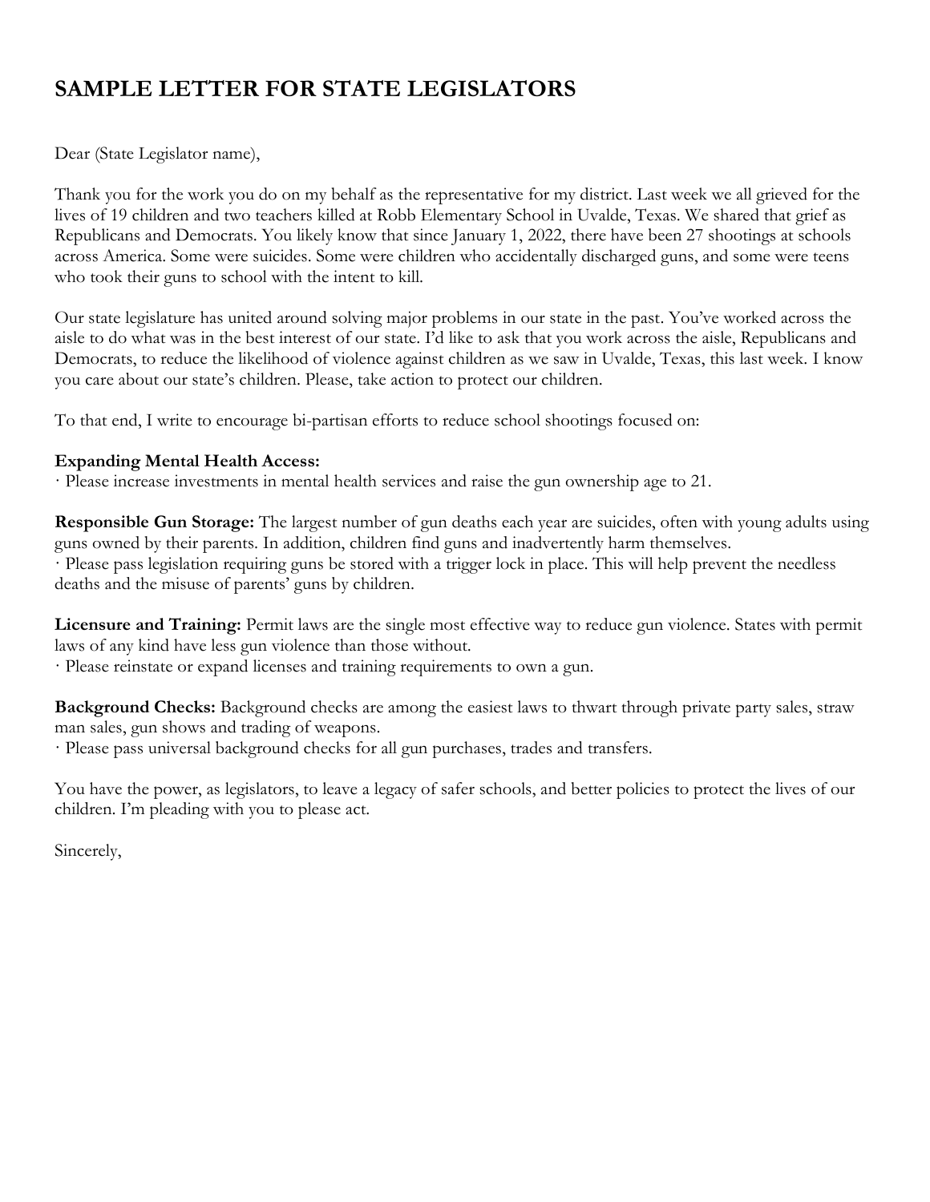# SAMPLE LETTER FOR STATE LEGISLATORS

Dear (State Legislator name),

Thank you for the work you do on my behalf as the representative for my district. Last week we all grieved for the lives of 19 children and two teachers killed at Robb Elementary School in Uvalde, Texas. We shared that grief as Republicans and Democrats. You likely know that since January 1, 2022, there have been 27 shootings at schools across America. Some were suicides. Some were children who accidentally discharged guns, and some were teens who took their guns to school with the intent to kill.

Our state legislature has united around solving major problems in our state in the past. You've worked across the aisle to do what was in the best interest of our state. I'd like to ask that you work across the aisle, Republicans and Democrats, to reduce the likelihood of violence against children as we saw in Uvalde, Texas, this last week. I know you care about our state's children. Please, take action to protect our children.

To that end, I write to encourage bi-partisan efforts to reduce school shootings focused on:

**Expanding Mental Health Access:**
· Please increase investments in mental health services and raise the gun ownership age to 21.

**Responsible Gun Storage:** The largest number of gun deaths each year are suicides, often with young adults using guns owned by their parents. In addition, children find guns and inadvertently harm themselves.
· Please pass legislation requiring guns be stored with a trigger lock in place. This will help prevent the needless deaths and the misuse of parents' guns by children.

**Licensure and Training:** Permit laws are the single most effective way to reduce gun violence. States with permit laws of any kind have less gun violence than those without.
· Please reinstate or expand licenses and training requirements to own a gun.

**Background Checks:** Background checks are among the easiest laws to thwart through private party sales, straw man sales, gun shows and trading of weapons.
· Please pass universal background checks for all gun purchases, trades and transfers.

You have the power, as legislators, to leave a legacy of safer schools, and better policies to protect the lives of our children. I'm pleading with you to please act.

Sincerely,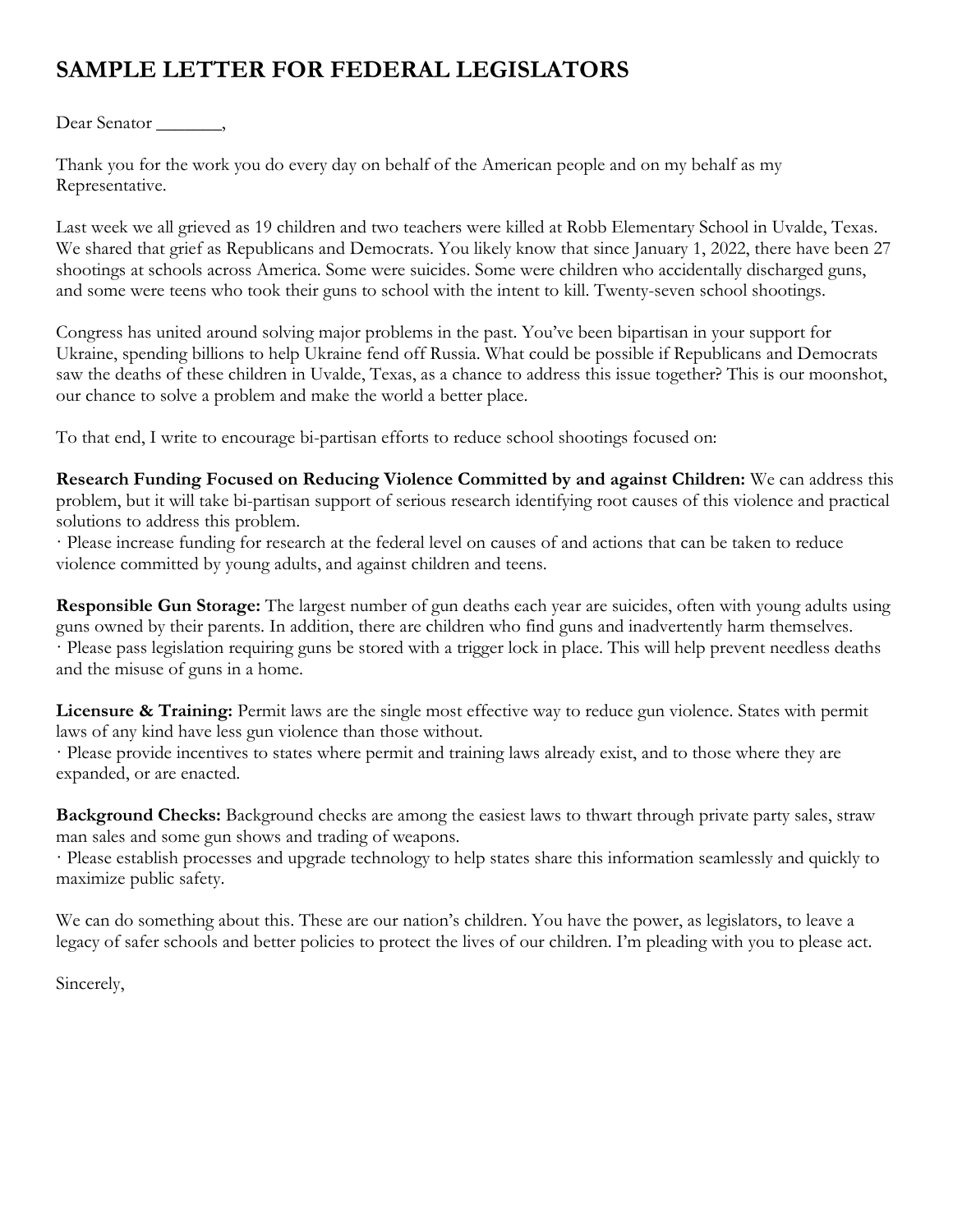# SAMPLE LETTER FOR FEDERAL LEGISLATORS

Dear Senator _______,

Thank you for the work you do every day on behalf of the American people and on my behalf as my Representative.

Last week we all grieved as 19 children and two teachers were killed at Robb Elementary School in Uvalde, Texas. We shared that grief as Republicans and Democrats. You likely know that since January 1, 2022, there have been 27 shootings at schools across America. Some were suicides. Some were children who accidentally discharged guns, and some were teens who took their guns to school with the intent to kill. Twenty-seven school shootings.

Congress has united around solving major problems in the past. You've been bipartisan in your support for Ukraine, spending billions to help Ukraine fend off Russia. What could be possible if Republicans and Democrats saw the deaths of these children in Uvalde, Texas, as a chance to address this issue together? This is our moonshot, our chance to solve a problem and make the world a better place.

To that end, I write to encourage bi-partisan efforts to reduce school shootings focused on:

**Research Funding Focused on Reducing Violence Committed by and against Children:** We can address this problem, but it will take bi-partisan support of serious research identifying root causes of this violence and practical solutions to address this problem.

- Please increase funding for research at the federal level on causes of and actions that can be taken to reduce violence committed by young adults, and against children and teens.

**Responsible Gun Storage:** The largest number of gun deaths each year are suicides, often with young adults using guns owned by their parents. In addition, there are children who find guns and inadvertently harm themselves.

- Please pass legislation requiring guns be stored with a trigger lock in place. This will help prevent needless deaths and the misuse of guns in a home.

**Licensure & Training:** Permit laws are the single most effective way to reduce gun violence. States with permit laws of any kind have less gun violence than those without.

- Please provide incentives to states where permit and training laws already exist, and to those where they are expanded, or are enacted.

**Background Checks:** Background checks are among the easiest laws to thwart through private party sales, straw man sales and some gun shows and trading of weapons.

- Please establish processes and upgrade technology to help states share this information seamlessly and quickly to maximize public safety.

We can do something about this. These are our nation's children. You have the power, as legislators, to leave a legacy of safer schools and better policies to protect the lives of our children. I'm pleading with you to please act.

Sincerely,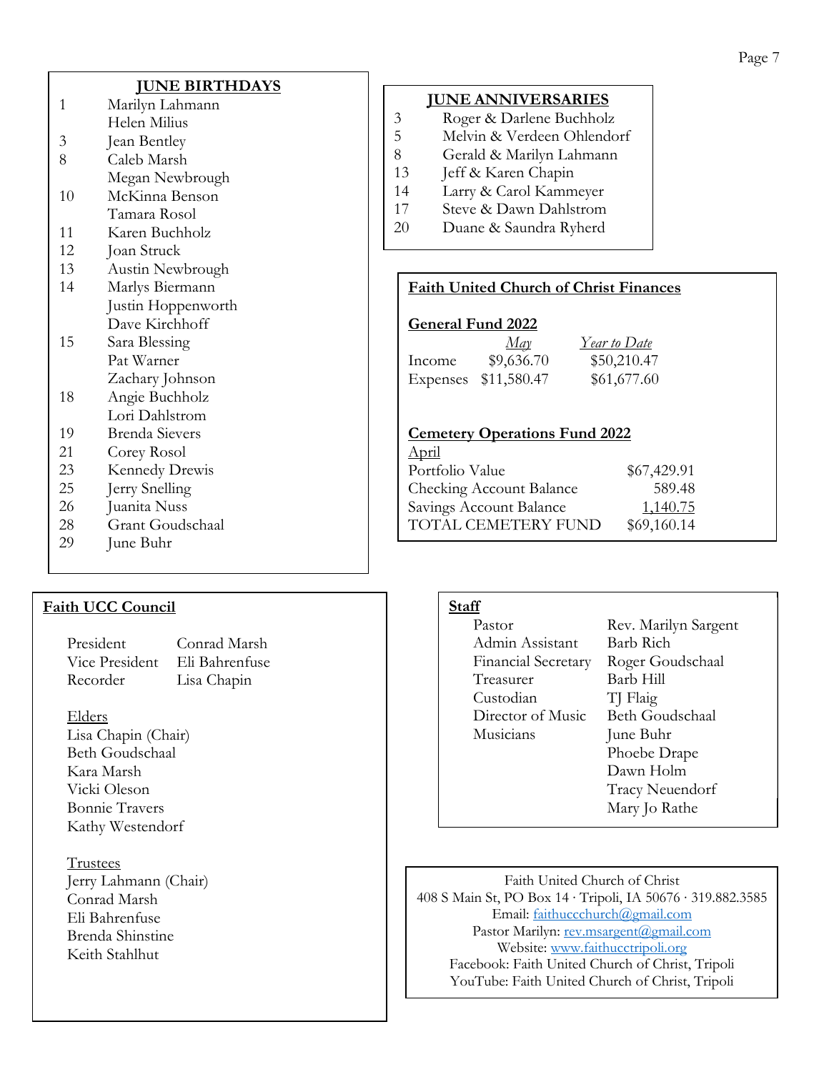## JUNE BIRTHDAYS

| | |
|---|---|
| 1 | Marilyn Lahmann |
| | Helen Milius |
| 3 | Jean Bentley |
| 8 | Caleb Marsh |
| | Megan Newbrough |
| 10 | McKinna Benson |
| | Tamara Rosol |
| 11 | Karen Buchholz |
| 12 | Joan Struck |
| 13 | Austin Newbrough |
| 14 | Marlys Biermann |
| | Justin Hoppenworth |
| | Dave Kirchhoff |
| 15 | Sara Blessing |
| | Pat Warner |
| | Zachary Johnson |
| 18 | Angie Buchholz |
| | Lori Dahlstrom |
| 19 | Brenda Sievers |
| 21 | Corey Rosol |
| 23 | Kennedy Drewis |
| 25 | Jerry Snelling |
| 26 | Juanita Nuss |
| 28 | Grant Goudschaal |
| 29 | June Buhr |

## JUNE ANNIVERSARIES

| | |
|---|---|
| 3 | Roger & Darlene Buchholz |
| 5 | Melvin & Verdeen Ohlendorf |
| 8 | Gerald & Marilyn Lahmann |
| 13 | Jeff & Karen Chapin |
| 14 | Larry & Carol Kammeyer |
| 17 | Steve & Dawn Dahlstrom |
| 20 | Duane & Saundra Ryherd |

## Faith United Church of Christ Finances

**General Fund 2022**

| | *May* | *Year to Date* |
|---|---|---|
| Income | $9,636.70 | $50,210.47 |
| Expenses | $11,580.47 | $61,677.60 |

**Cemetery Operations Fund 2022**

| April | |
|---|---|
| Portfolio Value | $67,429.91 |
| Checking Account Balance | 589.48 |
| Savings Account Balance | 1,140.75 |
| TOTAL CEMETERY FUND | $69,160.14 |

## Faith UCC Council

| | |
|---|---|
| President | Conrad Marsh |
| Vice President | Eli Bahrenfuse |
| Recorder | Lisa Chapin |

Elders

Lisa Chapin (Chair)
Beth Goudschaal
Kara Marsh
Vicki Oleson
Bonnie Travers
Kathy Westendorf

Trustees

Jerry Lahmann (Chair)
Conrad Marsh
Eli Bahrenfuse
Brenda Shinstine
Keith Stahlhut

## Staff

| | |
|---|---|
| Pastor | Rev. Marilyn Sargent |
| Admin Assistant | Barb Rich |
| Financial Secretary | Roger Goudschaal |
| Treasurer | Barb Hill |
| Custodian | TJ Flaig |
| Director of Music | Beth Goudschaal |
| Musicians | June Buhr |
| | Phoebe Drape |
| | Dawn Holm |
| | Tracy Neuendorf |
| | Mary Jo Rathe |

Faith United Church of Christ
408 S Main St, PO Box 14 · Tripoli, IA 50676 · 319.882.3585
Email: faithuccchurch@gmail.com
Pastor Marilyn: rev.msargent@gmail.com
Website: www.faithucctripoli.org
Facebook: Faith United Church of Christ, Tripoli
YouTube: Faith United Church of Christ, Tripoli